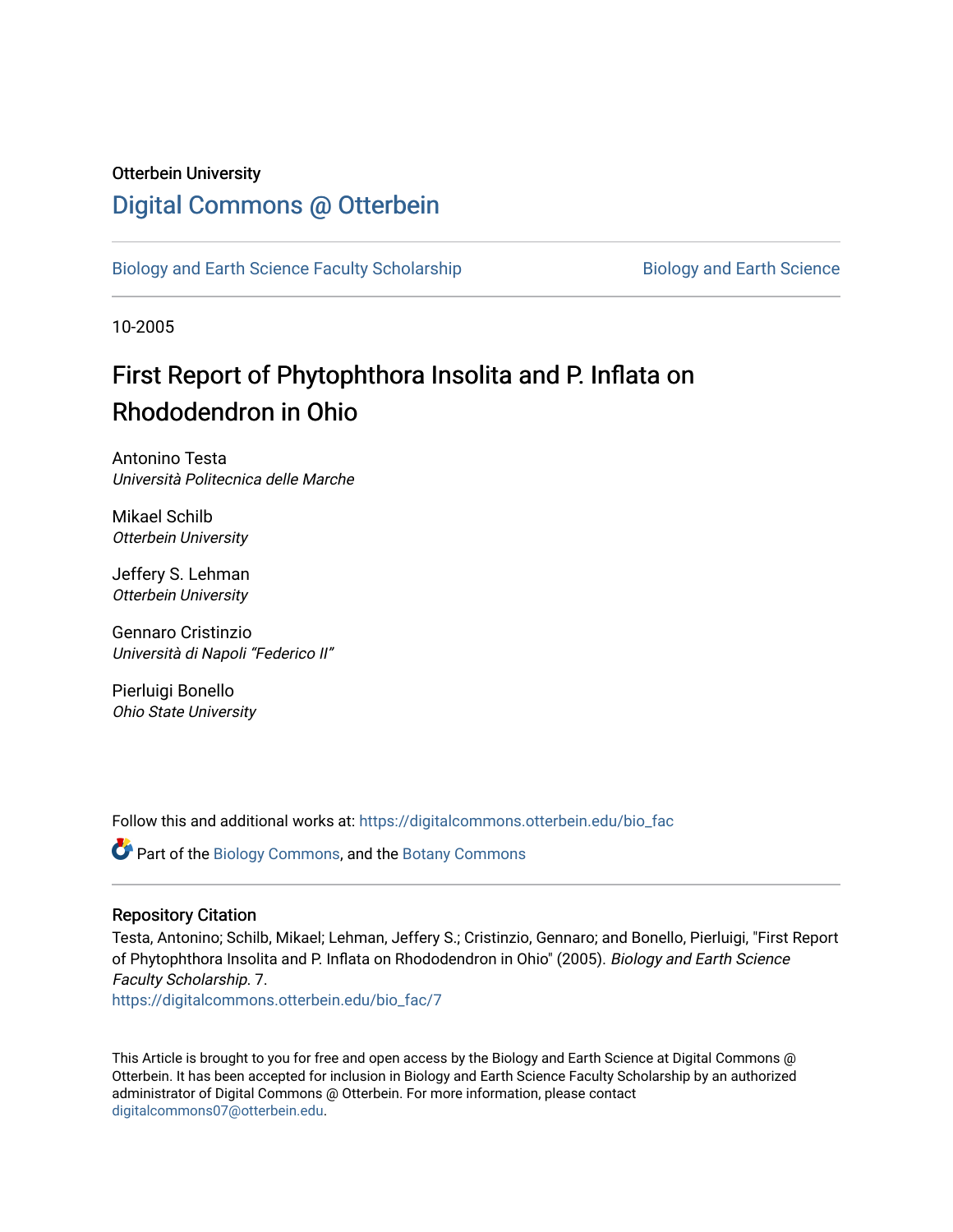Otterbein University

# Digital Commons @ Otterbein

Biology and Earth Science Faculty Scholarship | Biology and Earth Science

10-2005

# First Report of Phytophthora Insolita and P. Inflata on Rhododendron in Ohio

Antonino Testa
*Università Politecnica delle Marche*

Mikael Schilb
*Otterbein University*

Jeffery S. Lehman
*Otterbein University*

Gennaro Cristinzio
*Università di Napoli "Federico II"*

Pierluigi Bonello
*Ohio State University*

Follow this and additional works at: https://digitalcommons.otterbein.edu/bio_fac

Part of the Biology Commons, and the Botany Commons

## Repository Citation

Testa, Antonino; Schilb, Mikael; Lehman, Jeffery S.; Cristinzio, Gennaro; and Bonello, Pierluigi, "First Report of Phytophthora Insolita and P. Inflata on Rhododendron in Ohio" (2005). *Biology and Earth Science Faculty Scholarship*. 7.
https://digitalcommons.otterbein.edu/bio_fac/7

This Article is brought to you for free and open access by the Biology and Earth Science at Digital Commons @ Otterbein. It has been accepted for inclusion in Biology and Earth Science Faculty Scholarship by an authorized administrator of Digital Commons @ Otterbein. For more information, please contact digitalcommons07@otterbein.edu.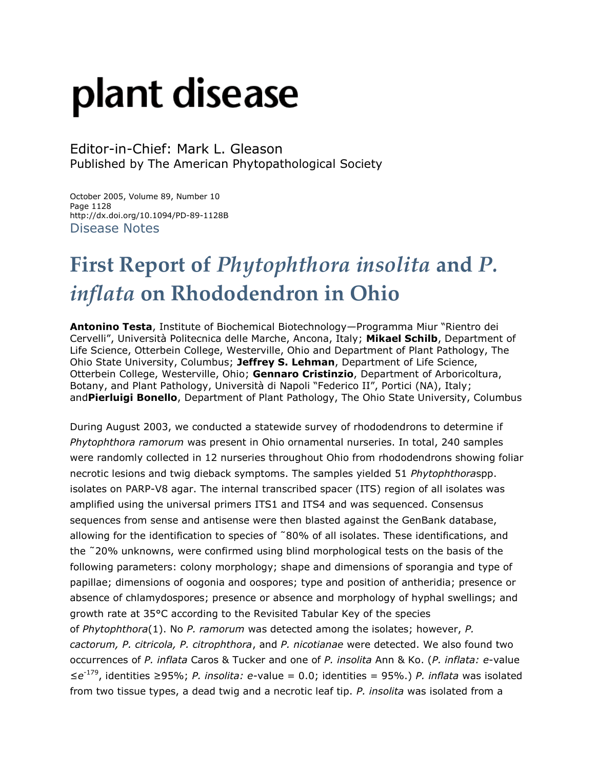# plant disease

Editor-in-Chief: Mark L. Gleason
Published by The American Phytopathological Society

October 2005, Volume 89, Number 10
Page 1128
http://dx.doi.org/10.1094/PD-89-1128B
Disease Notes

# First Report of *Phytophthora insolita* and *P. inflata* on Rhododendron in Ohio

**Antonino Testa**, Institute of Biochemical Biotechnology—Programma Miur "Rientro dei Cervelli", Università Politecnica delle Marche, Ancona, Italy; **Mikael Schilb**, Department of Life Science, Otterbein College, Westerville, Ohio and Department of Plant Pathology, The Ohio State University, Columbus; **Jeffrey S. Lehman**, Department of Life Science, Otterbein College, Westerville, Ohio; **Gennaro Cristinzio**, Department of Arboricoltura, Botany, and Plant Pathology, Università di Napoli "Federico II", Portici (NA), Italy; and **Pierluigi Bonello**, Department of Plant Pathology, The Ohio State University, Columbus

During August 2003, we conducted a statewide survey of rhododendrons to determine if *Phytophthora ramorum* was present in Ohio ornamental nurseries. In total, 240 samples were randomly collected in 12 nurseries throughout Ohio from rhododendrons showing foliar necrotic lesions and twig dieback symptoms. The samples yielded 51 *Phytophthora* spp. isolates on PARP-V8 agar. The internal transcribed spacer (ITS) region of all isolates was amplified using the universal primers ITS1 and ITS4 and was sequenced. Consensus sequences from sense and antisense were then blasted against the GenBank database, allowing for the identification to species of ˜80% of all isolates. These identifications, and the ˜20% unknowns, were confirmed using blind morphological tests on the basis of the following parameters: colony morphology; shape and dimensions of sporangia and type of papillae; dimensions of oogonia and oospores; type and position of antheridia; presence or absence of chlamydospores; presence or absence and morphology of hyphal swellings; and growth rate at 35°C according to the Revisited Tabular Key of the species of *Phytophthora* (1). No *P. ramorum* was detected among the isolates; however, *P. cactorum, P. citricola, P. citrophthora*, and *P. nicotianae* were detected. We also found two occurrences of *P. inflata* Caros & Tucker and one of *P. insolita* Ann & Ko. (*P. inflata: e*-value $\leq e^{-179}$, identities ≥95%; *P. insolita: e*-value = 0.0; identities = 95%.) *P. inflata* was isolated from two tissue types, a dead twig and a necrotic leaf tip. *P. insolita* was isolated from a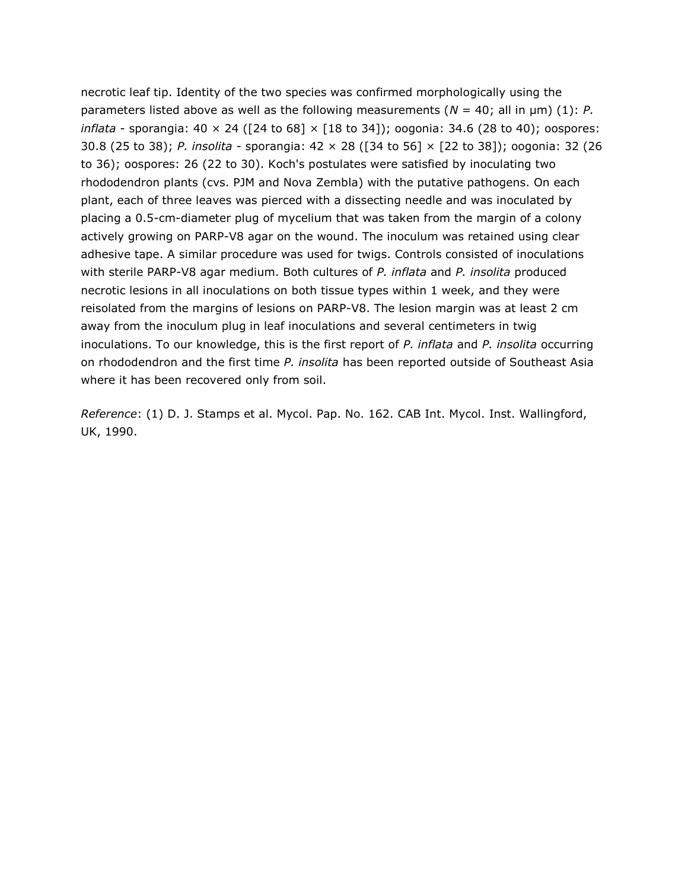necrotic leaf tip. Identity of the two species was confirmed morphologically using the parameters listed above as well as the following measurements ($N$ = 40; all in μm) (1): *P. inflata* - sporangia: 40 × 24 ([24 to 68] × [18 to 34]); oogonia: 34.6 (28 to 40); oospores: 30.8 (25 to 38); *P. insolita* - sporangia: 42 × 28 ([34 to 56] × [22 to 38]); oogonia: 32 (26 to 36); oospores: 26 (22 to 30). Koch's postulates were satisfied by inoculating two rhododendron plants (cvs. PJM and Nova Zembla) with the putative pathogens. On each plant, each of three leaves was pierced with a dissecting needle and was inoculated by placing a 0.5-cm-diameter plug of mycelium that was taken from the margin of a colony actively growing on PARP-V8 agar on the wound. The inoculum was retained using clear adhesive tape. A similar procedure was used for twigs. Controls consisted of inoculations with sterile PARP-V8 agar medium. Both cultures of *P. inflata* and *P. insolita* produced necrotic lesions in all inoculations on both tissue types within 1 week, and they were reisolated from the margins of lesions on PARP-V8. The lesion margin was at least 2 cm away from the inoculum plug in leaf inoculations and several centimeters in twig inoculations. To our knowledge, this is the first report of *P. inflata* and *P. insolita* occurring on rhododendron and the first time *P. insolita* has been reported outside of Southeast Asia where it has been recovered only from soil.

*Reference*: (1) D. J. Stamps et al. Mycol. Pap. No. 162. CAB Int. Mycol. Inst. Wallingford, UK, 1990.